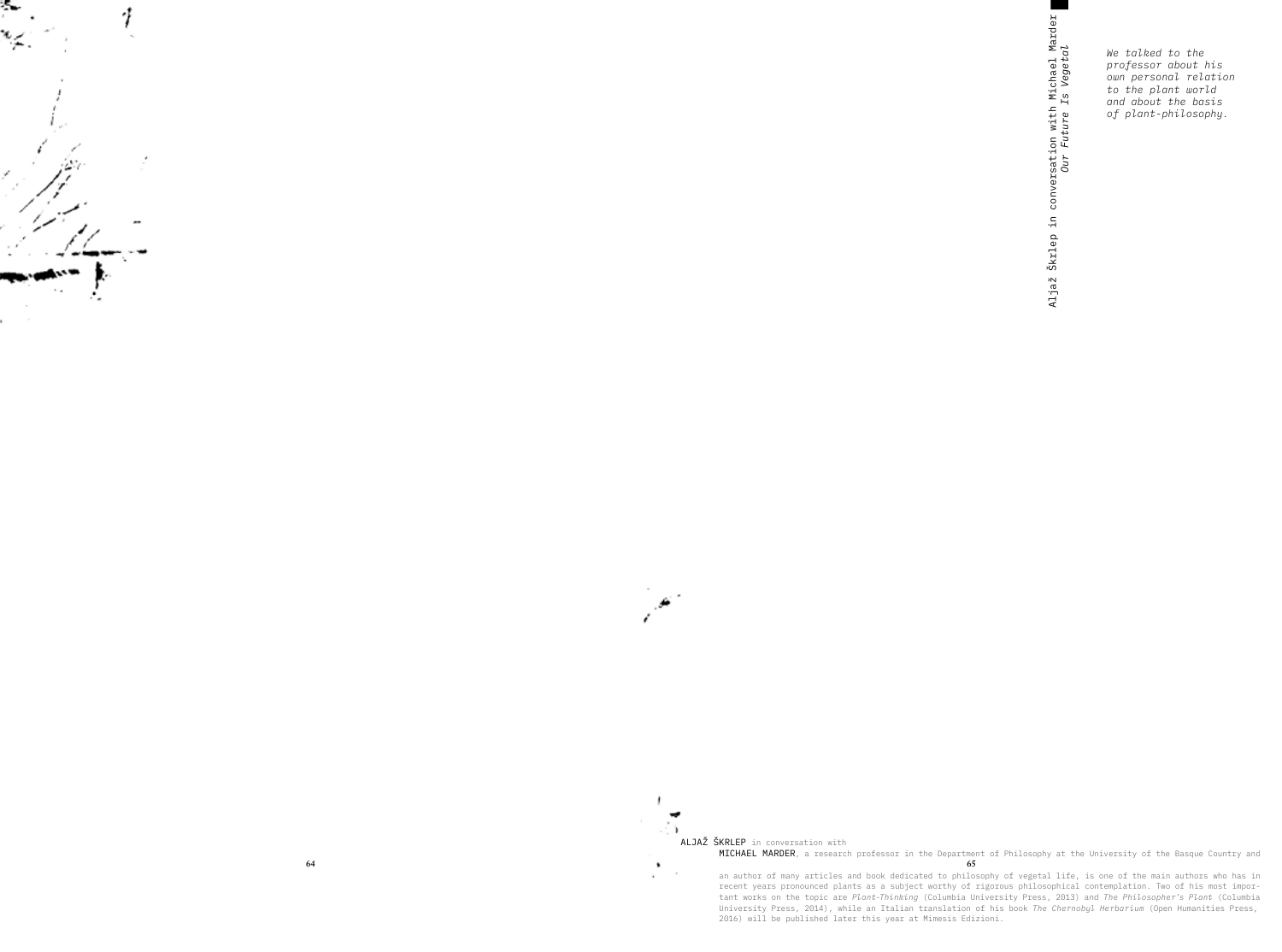# Aljaž Škrlep in conversation with Michael Marder

## *Our Future Is Vegetal*

*We talked to the professor about his own personal relation to the plant world and about the basis of plant-philosophy.*

ALJAŽ ŠKRLEP in conversation with

MICHAEL MARDER, a research professor in the Department of Philosophy at the University of the Basque Country and an author of many articles and book dedicated to philosophy of vegetal life, is one of the main authors who has in recent years pronounced plants as a subject worthy of rigorous philosophical contemplation. Two of his most important works on the topic are *Plant-Thinking* (Columbia University Press, 2013) and *The Philosopher's Plant* (Columbia University Press, 2014), while an Italian translation of his book *The Chernobyl Herbarium* (Open Humanities Press, 2016) will be published later this year at Mimesis Edizioni.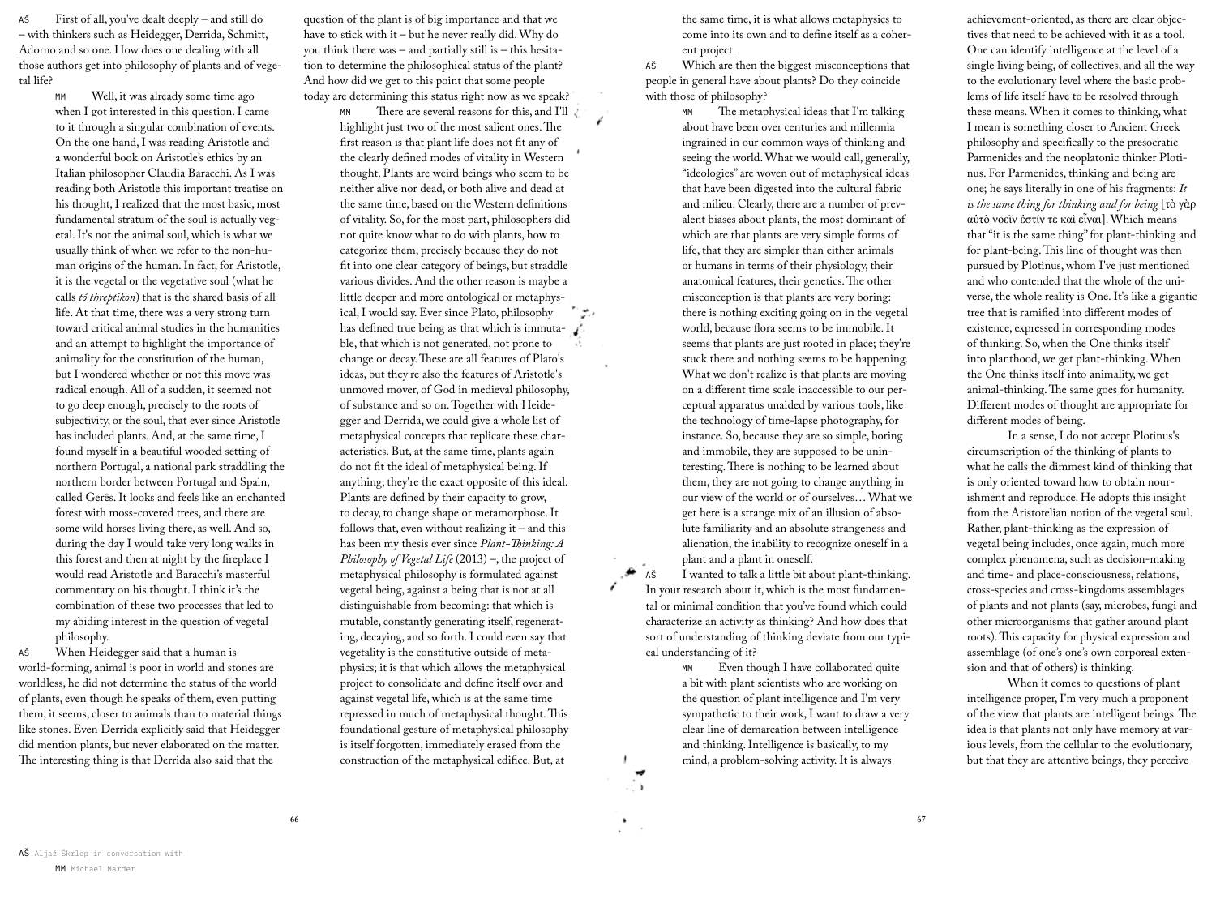AŠ First of all, you've dealt deeply – and still do – with thinkers such as Heidegger, Derrida, Schmitt, Adorno and so one. How does one dealing with all those authors get into philosophy of plants and of vegetal life?

MM Well, it was already some time ago when I got interested in this question. I came to it through a singular combination of events. On the one hand, I was reading Aristotle and a wonderful book on Aristotle's ethics by an Italian philosopher Claudia Baracchi. As I was reading both Aristotle this important treatise on his thought, I realized that the most basic, most fundamental stratum of the soul is actually vegetal. It's not the animal soul, which is what we usually think of when we refer to the non-human origins of the human. In fact, for Aristotle, it is the vegetal or the vegetative soul (what he calls *tó threptikon*) that is the shared basis of all life. At that time, there was a very strong turn toward critical animal studies in the humanities and an attempt to highlight the importance of animality for the constitution of the human, but I wondered whether or not this move was radical enough. All of a sudden, it seemed not to go deep enough, precisely to the roots of subjectivity, or the soul, that ever since Aristotle has included plants. And, at the same time, I found myself in a beautiful wooded setting of northern Portugal, a national park straddling the northern border between Portugal and Spain, called Gerês. It looks and feels like an enchanted forest with moss-covered trees, and there are some wild horses living there, as well. And so, during the day I would take very long walks in this forest and then at night by the fireplace I would read Aristotle and Baracchi's masterful commentary on his thought. I think it's the combination of these two processes that led to my abiding interest in the question of vegetal philosophy.

AŠ When Heidegger said that a human is world-forming, animal is poor in world and stones are worldless, he did not determine the status of the world of plants, even though he speaks of them, even putting them, it seems, closer to animals than to material things like stones. Even Derrida explicitly said that Heidegger did mention plants, but never elaborated on the matter. The interesting thing is that Derrida also said that the question of the plant is of big importance and that we have to stick with it – but he never really did. Why do you think there was – and partially still is – this hesitation to determine the philosophical status of the plant? And how did we get to this point that some people today are determining this status right now as we speak?

MM There are several reasons for this, and I'll highlight just two of the most salient ones. The first reason is that plant life does not fit any of the clearly defined modes of vitality in Western thought. Plants are weird beings who seem to be neither alive nor dead, or both alive and dead at the same time, based on the Western definitions of vitality. So, for the most part, philosophers did not quite know what to do with plants, how to categorize them, precisely because they do not fit into one clear category of beings, but straddle various divides. And the other reason is maybe a little deeper and more ontological or metaphysical, I would say. Ever since Plato, philosophy has defined true being as that which is immutable, that which is not generated, not prone to change or decay. These are all features of Plato's ideas, but they're also the features of Aristotle's unmoved mover, of God in medieval philosophy, of substance and so on. Together with Heidegger and Derrida, we could give a whole list of metaphysical concepts that replicate these characteristics. But, at the same time, plants again do not fit the ideal of metaphysical being. If anything, they're the exact opposite of this ideal. Plants are defined by their capacity to grow, to decay, to change shape or metamorphose. It follows that, even without realizing it – and this has been my thesis ever since *Plant-Thinking: A Philosophy of Vegetal Life* (2013) –, the project of metaphysical philosophy is formulated against vegetal being, against a being that is not at all distinguishable from becoming: that which is mutable, constantly generating itself, regenerating, decaying, and so forth. I could even say that vegetality is the constitutive outside of metaphysics; it is that which allows the metaphysical project to consolidate and define itself over and against vegetal life, which is at the same time repressed in much of metaphysical thought. This foundational gesture of metaphysical philosophy is itself forgotten, immediately erased from the construction of the metaphysical edifice. But, at the same time, it is what allows metaphysics to come into its own and to define itself as a coherent project.

AŠ Which are then the biggest misconceptions that people in general have about plants? Do they coincide with those of philosophy?

MM The metaphysical ideas that I'm talking about have been over centuries and millennia ingrained in our common ways of thinking and seeing the world. What we would call, generally, "ideologies" are woven out of metaphysical ideas that have been digested into the cultural fabric and milieu. Clearly, there are a number of prevalent biases about plants, the most dominant of which are that plants are very simple forms of life, that they are simpler than either animals or humans in terms of their physiology, their anatomical features, their genetics. The other misconception is that plants are very boring: there is nothing exciting going on in the vegetal world, because flora seems to be immobile. It seems that plants are just rooted in place; they're stuck there and nothing seems to be happening. What we don't realize is that plants are moving on a different time scale inaccessible to our perceptual apparatus unaided by various tools, like the technology of time-lapse photography, for instance. So, because they are so simple, boring and immobile, they are supposed to be uninteresting. There is nothing to be learned about them, they are not going to change anything in our view of the world or of ourselves… What we get here is a strange mix of an illusion of absolute familiarity and an absolute strangeness and alienation, the inability to recognize oneself in a plant and a plant in oneself.

AŠ I wanted to talk a little bit about plant-thinking. In your research about it, which is the most fundamental or minimal condition that you've found which could characterize an activity as thinking? And how does that sort of understanding of thinking deviate from our typical understanding of it?

MM Even though I have collaborated quite a bit with plant scientists who are working on the question of plant intelligence and I'm very sympathetic to their work, I want to draw a very clear line of demarcation between intelligence and thinking. Intelligence is basically, to my mind, a problem-solving activity. It is always achievement-oriented, as there are clear objectives that need to be achieved with it as a tool. One can identify intelligence at the level of a single living being, of collectives, and all the way to the evolutionary level where the basic problems of life itself have to be resolved through these means. When it comes to thinking, what I mean is something closer to Ancient Greek philosophy and specifically to the presocratic Parmenides and the neoplatonic thinker Plotinus. For Parmenides, thinking and being are one; he says literally in one of his fragments: *It is the same thing for thinking and for being* [τὸ γὰρ αὐτὸ νοεῖν ἐστίν τε καὶ εἶναι]. Which means that "it is the same thing" for plant-thinking and for plant-being. This line of thought was then pursued by Plotinus, whom I've just mentioned and who contended that the whole of the universe, the whole reality is One. It's like a gigantic tree that is ramified into different modes of existence, expressed in corresponding modes of thinking. So, when the One thinks itself into planthood, we get plant-thinking. When the One thinks itself into animality, we get animal-thinking. The same goes for humanity. Different modes of thought are appropriate for different modes of being.

In a sense, I do not accept Plotinus's circumscription of the thinking of plants to what he calls the dimmest kind of thinking that is only oriented toward how to obtain nourishment and reproduce. He adopts this insight from the Aristotelian notion of the vegetal soul. Rather, plant-thinking as the expression of vegetal being includes, once again, much more complex phenomena, such as decision-making and time- and place-consciousness, relations, cross-species and cross-kingdoms assemblages of plants and not plants (say, microbes, fungi and other microorganisms that gather around plant roots). This capacity for physical expression and assemblage (of one's one's own corporeal extension and that of others) is thinking.

When it comes to questions of plant intelligence proper, I'm very much a proponent of the view that plants are intelligent beings. The idea is that plants not only have memory at various levels, from the cellular to the evolutionary, but that they are attentive beings, they perceive

AŠ Aljaž Škrlep in conversation with
MM Michael Marder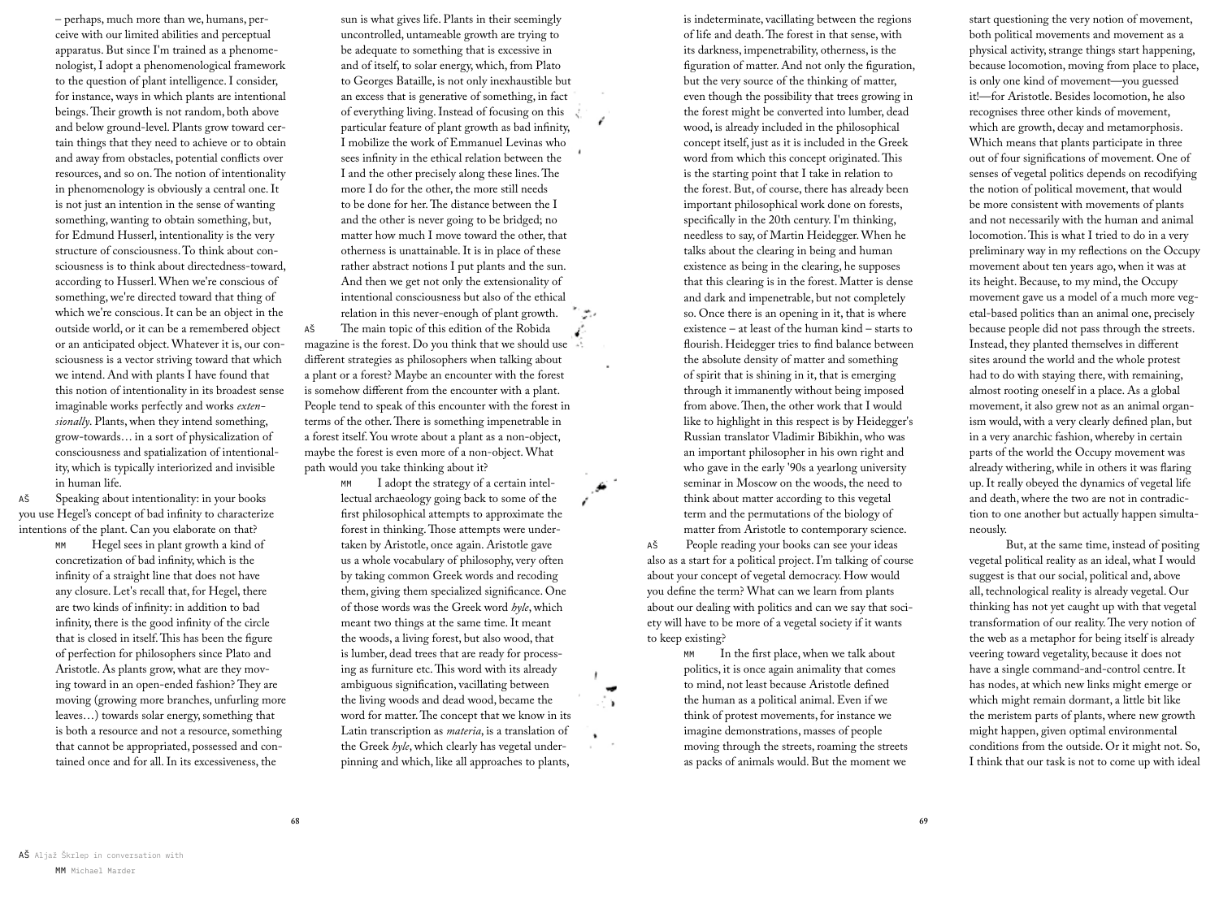– perhaps, much more than we, humans, perceive with our limited abilities and perceptual apparatus. But since I'm trained as a phenomenologist, I adopt a phenomenological framework to the question of plant intelligence. I consider, for instance, ways in which plants are intentional beings. Their growth is not random, both above and below ground-level. Plants grow toward certain things that they need to achieve or to obtain and away from obstacles, potential conflicts over resources, and so on. The notion of intentionality in phenomenology is obviously a central one. It is not just an intention in the sense of wanting something, wanting to obtain something, but, for Edmund Husserl, intentionality is the very structure of consciousness. To think about consciousness is to think about directedness-toward, according to Husserl. When we're conscious of something, we're directed toward that thing of which we're conscious. It can be an object in the outside world, or it can be a remembered object or an anticipated object. Whatever it is, our consciousness is a vector striving toward that which we intend. And with plants I have found that this notion of intentionality in its broadest sense imaginable works perfectly and works *extensionally*. Plants, when they intend something, grow-towards… in a sort of physicalization of consciousness and spatialization of intentionality, which is typically interiorized and invisible in human life.

AŠ Speaking about intentionality: in your books you use Hegel's concept of bad infinity to characterize intentions of the plant. Can you elaborate on that?

MM Hegel sees in plant growth a kind of concretization of bad infinity, which is the infinity of a straight line that does not have any closure. Let's recall that, for Hegel, there are two kinds of infinity: in addition to bad infinity, there is the good infinity of the circle that is closed in itself. This has been the figure of perfection for philosophers since Plato and Aristotle. As plants grow, what are they moving toward in an open-ended fashion? They are moving (growing more branches, unfurling more leaves…) towards solar energy, something that is both a resource and not a resource, something that cannot be appropriated, possessed and contained once and for all. In its excessiveness, the sun is what gives life. Plants in their seemingly uncontrolled, untameable growth are trying to be adequate to something that is excessive in and of itself, to solar energy, which, from Plato to Georges Bataille, is not only inexhaustible but an excess that is generative of something, in fact of everything living. Instead of focusing on this particular feature of plant growth as bad infinity, I mobilize the work of Emmanuel Levinas who sees infinity in the ethical relation between the I and the other precisely along these lines. The more I do for the other, the more still needs to be done for her. The distance between the I and the other is never going to be bridged; no matter how much I move toward the other, that otherness is unattainable. It is in place of these rather abstract notions I put plants and the sun. And then we get not only the extensionality of intentional consciousness but also of the ethical relation in this never-enough of plant growth.

AŠ The main topic of this edition of the Robida magazine is the forest. Do you think that we should use different strategies as philosophers when talking about a plant or a forest? Maybe an encounter with the forest is somehow different from the encounter with a plant. People tend to speak of this encounter with the forest in terms of the other. There is something impenetrable in a forest itself. You wrote about a plant as a non-object, maybe the forest is even more of a non-object. What path would you take thinking about it?

MM I adopt the strategy of a certain intellectual archaeology going back to some of the first philosophical attempts to approximate the forest in thinking. Those attempts were undertaken by Aristotle, once again. Aristotle gave us a whole vocabulary of philosophy, very often by taking common Greek words and recoding them, giving them specialized significance. One of those words was the Greek word *hyle*, which meant two things at the same time. It meant the woods, a living forest, but also wood, that is lumber, dead trees that are ready for processing as furniture etc. This word with its already ambiguous signification, vacillating between the living woods and dead wood, became the word for matter. The concept that we know in its Latin transcription as *materia*, is a translation of the Greek *hyle*, which clearly has vegetal underpinning and which, like all approaches to plants, is indeterminate, vacillating between the regions of life and death. The forest in that sense, with its darkness, impenetrability, otherness, is the figuration of matter. And not only the figuration, but the very source of the thinking of matter, even though the possibility that trees growing in the forest might be converted into lumber, dead wood, is already included in the philosophical concept itself, just as it is included in the Greek word from which this concept originated. This is the starting point that I take in relation to the forest. But, of course, there has already been important philosophical work done on forests, specifically in the 20th century. I'm thinking, needless to say, of Martin Heidegger. When he talks about the clearing in being and human existence as being in the clearing, he supposes that this clearing is in the forest. Matter is dense and dark and impenetrable, but not completely so. Once there is an opening in it, that is where existence – at least of the human kind – starts to flourish. Heidegger tries to find balance between the absolute density of matter and something of spirit that is shining in it, that is emerging through it immanently without being imposed from above. Then, the other work that I would like to highlight in this respect is by Heidegger's Russian translator Vladimir Bibikhin, who was an important philosopher in his own right and who gave in the early '90s a yearlong university seminar in Moscow on the woods, the need to think about matter according to this vegetal term and the permutations of the biology of matter from Aristotle to contemporary science.

AŠ People reading your books can see your ideas also as a start for a political project. I'm talking of course about your concept of vegetal democracy. How would you define the term? What can we learn from plants about our dealing with politics and can we say that society will have to be more of a vegetal society if it wants to keep existing?

MM In the first place, when we talk about politics, it is once again animality that comes to mind, not least because Aristotle defined the human as a political animal. Even if we think of protest movements, for instance we imagine demonstrations, masses of people moving through the streets, roaming the streets as packs of animals would. But the moment we start questioning the very notion of movement, both political movements and movement as a physical activity, strange things start happening, because locomotion, moving from place to place, is only one kind of movement—you guessed it!—for Aristotle. Besides locomotion, he also recognises three other kinds of movement, which are growth, decay and metamorphosis. Which means that plants participate in three out of four significations of movement. One of senses of vegetal politics depends on recodifying the notion of political movement, that would be more consistent with movements of plants and not necessarily with the human and animal locomotion. This is what I tried to do in a very preliminary way in my reflections on the Occupy movement about ten years ago, when it was at its height. Because, to my mind, the Occupy movement gave us a model of a much more vegetal-based politics than an animal one, precisely because people did not pass through the streets. Instead, they planted themselves in different sites around the world and the whole protest had to do with staying there, with remaining, almost rooting oneself in a place. As a global movement, it also grew not as an animal organism would, with a very clearly defined plan, but in a very anarchic fashion, whereby in certain parts of the world the Occupy movement was already withering, while in others it was flaring up. It really obeyed the dynamics of vegetal life and death, where the two are not in contradiction to one another but actually happen simultaneously.

But, at the same time, instead of positing vegetal political reality as an ideal, what I would suggest is that our social, political and, above all, technological reality is already vegetal. Our thinking has not yet caught up with that vegetal transformation of our reality. The very notion of the web as a metaphor for being itself is already veering toward vegetality, because it does not have a single command-and-control centre. It has nodes, at which new links might emerge or which might remain dormant, a little bit like the meristem parts of plants, where new growth might happen, given optimal environmental conditions from the outside. Or it might not. So, I think that our task is not to come up with ideal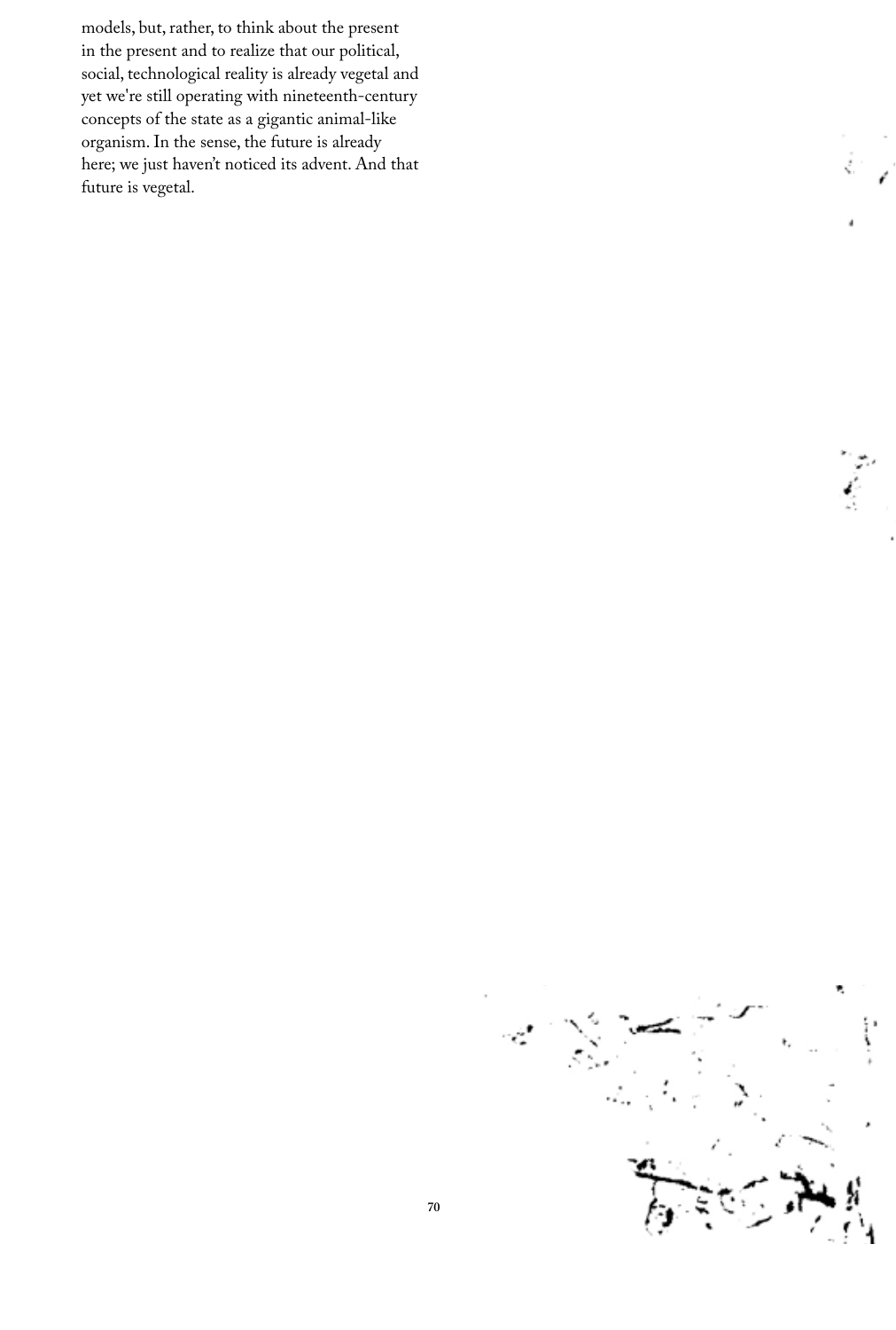models, but, rather, to think about the present in the present and to realize that our political, social, technological reality is already vegetal and yet we're still operating with nineteenth-century concepts of the state as a gigantic animal-like organism. In the sense, the future is already here; we just haven't noticed its advent. And that future is vegetal.